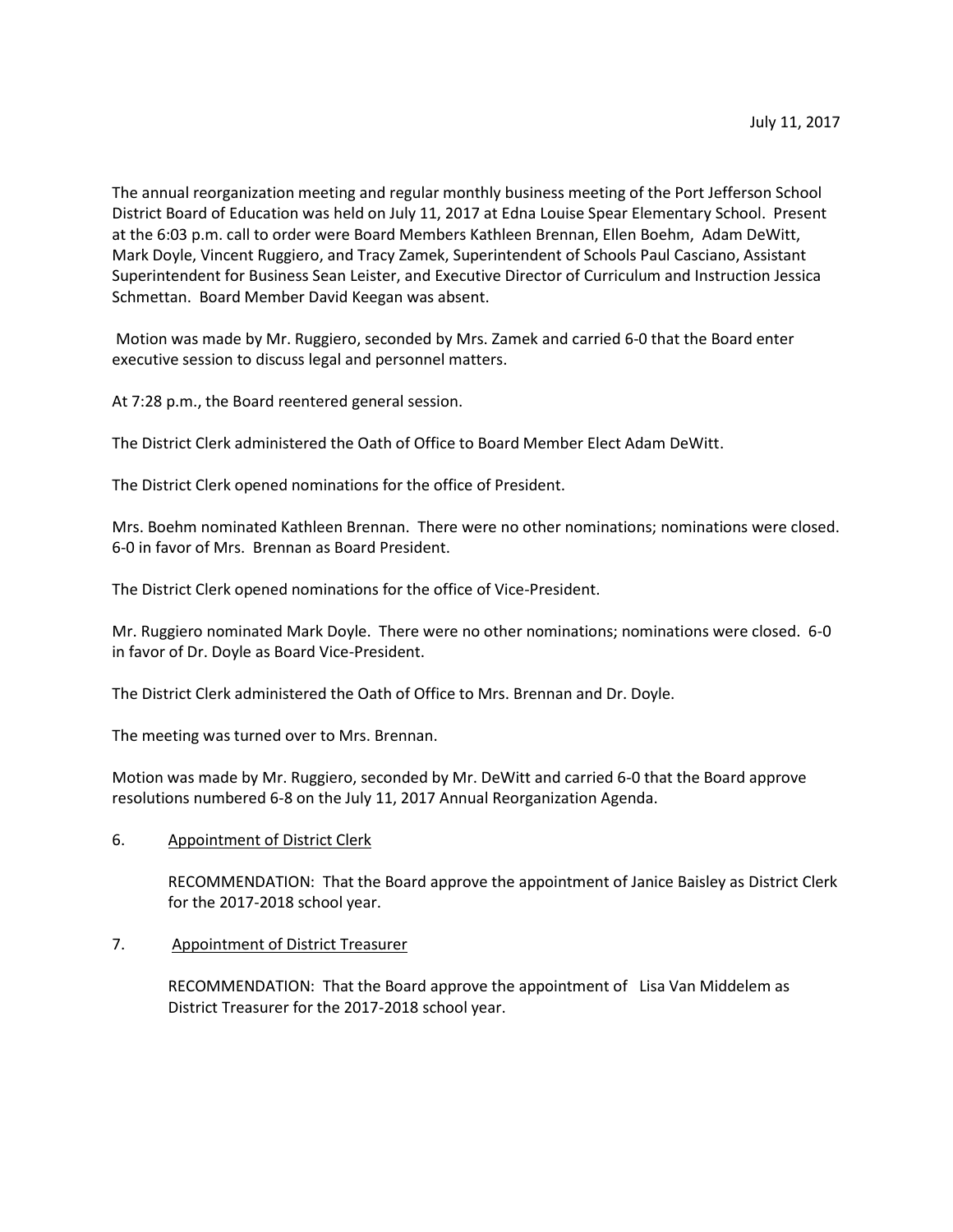July 11, 2017

The annual reorganization meeting and regular monthly business meeting of the Port Jefferson School District Board of Education was held on July 11, 2017 at Edna Louise Spear Elementary School. Present at the 6:03 p.m. call to order were Board Members Kathleen Brennan, Ellen Boehm, Adam DeWitt, Mark Doyle, Vincent Ruggiero, and Tracy Zamek, Superintendent of Schools Paul Casciano, Assistant Superintendent for Business Sean Leister, and Executive Director of Curriculum and Instruction Jessica Schmettan. Board Member David Keegan was absent.

Motion was made by Mr. Ruggiero, seconded by Mrs. Zamek and carried 6-0 that the Board enter executive session to discuss legal and personnel matters.

At 7:28 p.m., the Board reentered general session.

The District Clerk administered the Oath of Office to Board Member Elect Adam DeWitt.

The District Clerk opened nominations for the office of President.

Mrs. Boehm nominated Kathleen Brennan. There were no other nominations; nominations were closed. 6-0 in favor of Mrs. Brennan as Board President.

The District Clerk opened nominations for the office of Vice-President.

Mr. Ruggiero nominated Mark Doyle. There were no other nominations; nominations were closed. 6-0 in favor of Dr. Doyle as Board Vice-President.

The District Clerk administered the Oath of Office to Mrs. Brennan and Dr. Doyle.

The meeting was turned over to Mrs. Brennan.

Motion was made by Mr. Ruggiero, seconded by Mr. DeWitt and carried 6-0 that the Board approve resolutions numbered 6-8 on the July 11, 2017 Annual Reorganization Agenda.

6. <u>Appointment of District Clerk</u>

   RECOMMENDATION: That the Board approve the appointment of Janice Baisley as District Clerk for the 2017-2018 school year.

7. <u>Appointment of District Treasurer</u>

   RECOMMENDATION: That the Board approve the appointment of Lisa Van Middelem as District Treasurer for the 2017-2018 school year.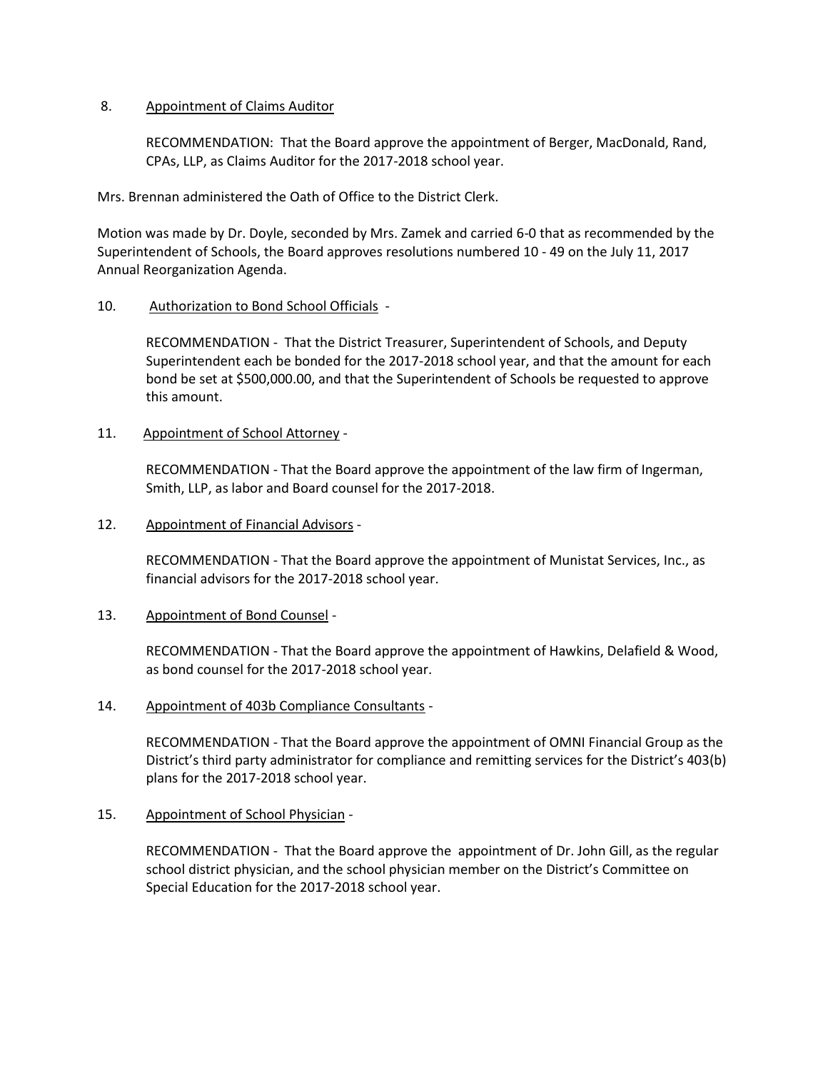8. Appointment of Claims Auditor

RECOMMENDATION: That the Board approve the appointment of Berger, MacDonald, Rand, CPAs, LLP, as Claims Auditor for the 2017-2018 school year.

Mrs. Brennan administered the Oath of Office to the District Clerk.

Motion was made by Dr. Doyle, seconded by Mrs. Zamek and carried 6-0 that as recommended by the Superintendent of Schools, the Board approves resolutions numbered 10 - 49 on the July 11, 2017 Annual Reorganization Agenda.

10. Authorization to Bond School Officials -

RECOMMENDATION - That the District Treasurer, Superintendent of Schools, and Deputy Superintendent each be bonded for the 2017-2018 school year, and that the amount for each bond be set at $500,000.00, and that the Superintendent of Schools be requested to approve this amount.

11. Appointment of School Attorney -

RECOMMENDATION - That the Board approve the appointment of the law firm of Ingerman, Smith, LLP, as labor and Board counsel for the 2017-2018.

12. Appointment of Financial Advisors -

RECOMMENDATION - That the Board approve the appointment of Munistat Services, Inc., as financial advisors for the 2017-2018 school year.

13. Appointment of Bond Counsel -

RECOMMENDATION - That the Board approve the appointment of Hawkins, Delafield & Wood, as bond counsel for the 2017-2018 school year.

14. Appointment of 403b Compliance Consultants -

RECOMMENDATION - That the Board approve the appointment of OMNI Financial Group as the District's third party administrator for compliance and remitting services for the District's 403(b) plans for the 2017-2018 school year.

15. Appointment of School Physician -

RECOMMENDATION - That the Board approve the appointment of Dr. John Gill, as the regular school district physician, and the school physician member on the District's Committee on Special Education for the 2017-2018 school year.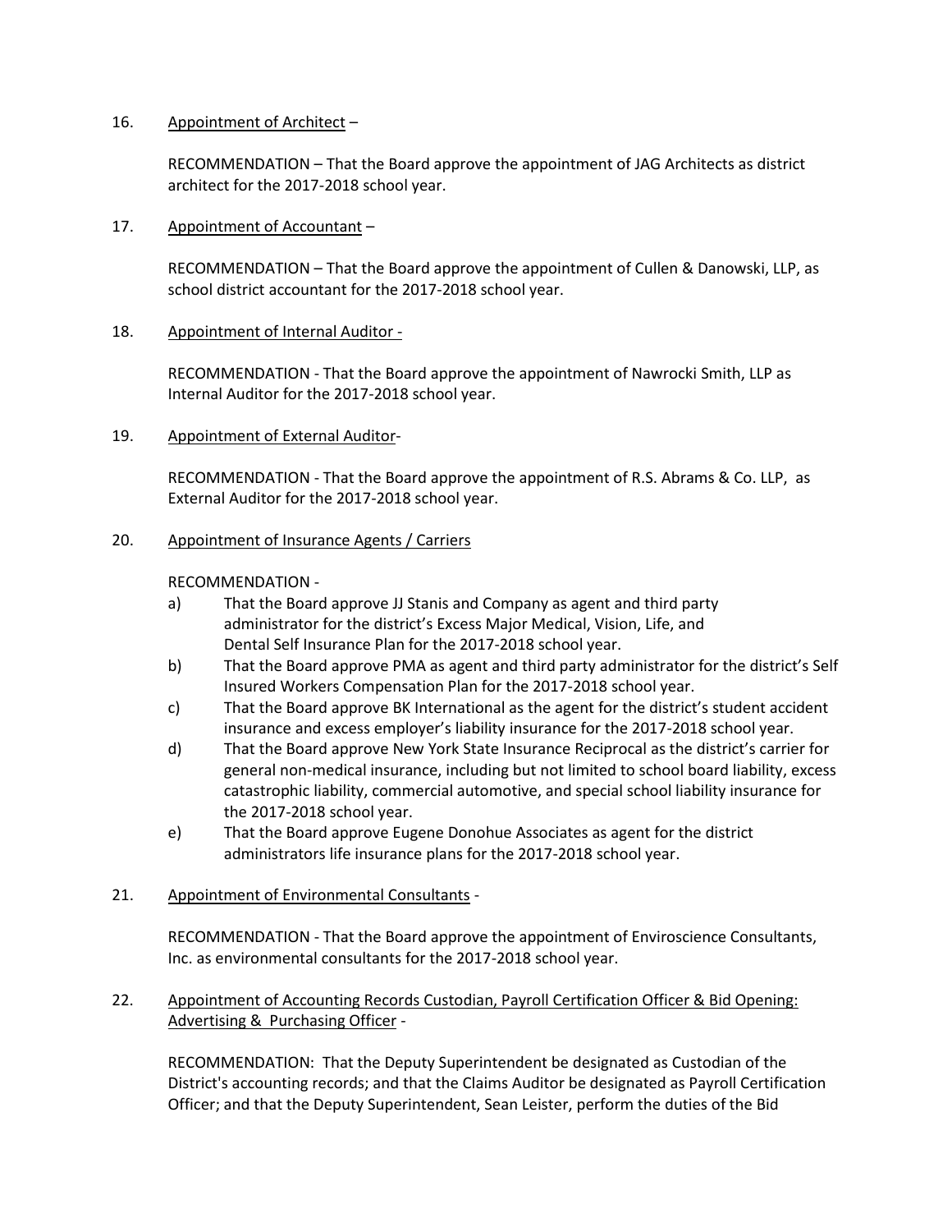16. Appointment of Architect –

    RECOMMENDATION – That the Board approve the appointment of JAG Architects as district architect for the 2017-2018 school year.

17. Appointment of Accountant –

    RECOMMENDATION – That the Board approve the appointment of Cullen & Danowski, LLP, as school district accountant for the 2017-2018 school year.

18. Appointment of Internal Auditor -

    RECOMMENDATION - That the Board approve the appointment of Nawrocki Smith, LLP as Internal Auditor for the 2017-2018 school year.

19. Appointment of External Auditor-

    RECOMMENDATION - That the Board approve the appointment of R.S. Abrams & Co. LLP, as External Auditor for the 2017-2018 school year.

20. Appointment of Insurance Agents / Carriers

    RECOMMENDATION -

    a) That the Board approve JJ Stanis and Company as agent and third party administrator for the district's Excess Major Medical, Vision, Life, and Dental Self Insurance Plan for the 2017-2018 school year.
    b) That the Board approve PMA as agent and third party administrator for the district's Self Insured Workers Compensation Plan for the 2017-2018 school year.
    c) That the Board approve BK International as the agent for the district's student accident insurance and excess employer's liability insurance for the 2017-2018 school year.
    d) That the Board approve New York State Insurance Reciprocal as the district's carrier for general non-medical insurance, including but not limited to school board liability, excess catastrophic liability, commercial automotive, and special school liability insurance for the 2017-2018 school year.
    e) That the Board approve Eugene Donohue Associates as agent for the district administrators life insurance plans for the 2017-2018 school year.

21. Appointment of Environmental Consultants -

    RECOMMENDATION - That the Board approve the appointment of Enviroscience Consultants, Inc. as environmental consultants for the 2017-2018 school year.

22. Appointment of Accounting Records Custodian, Payroll Certification Officer & Bid Opening: Advertising & Purchasing Officer -

    RECOMMENDATION: That the Deputy Superintendent be designated as Custodian of the District's accounting records; and that the Claims Auditor be designated as Payroll Certification Officer; and that the Deputy Superintendent, Sean Leister, perform the duties of the Bid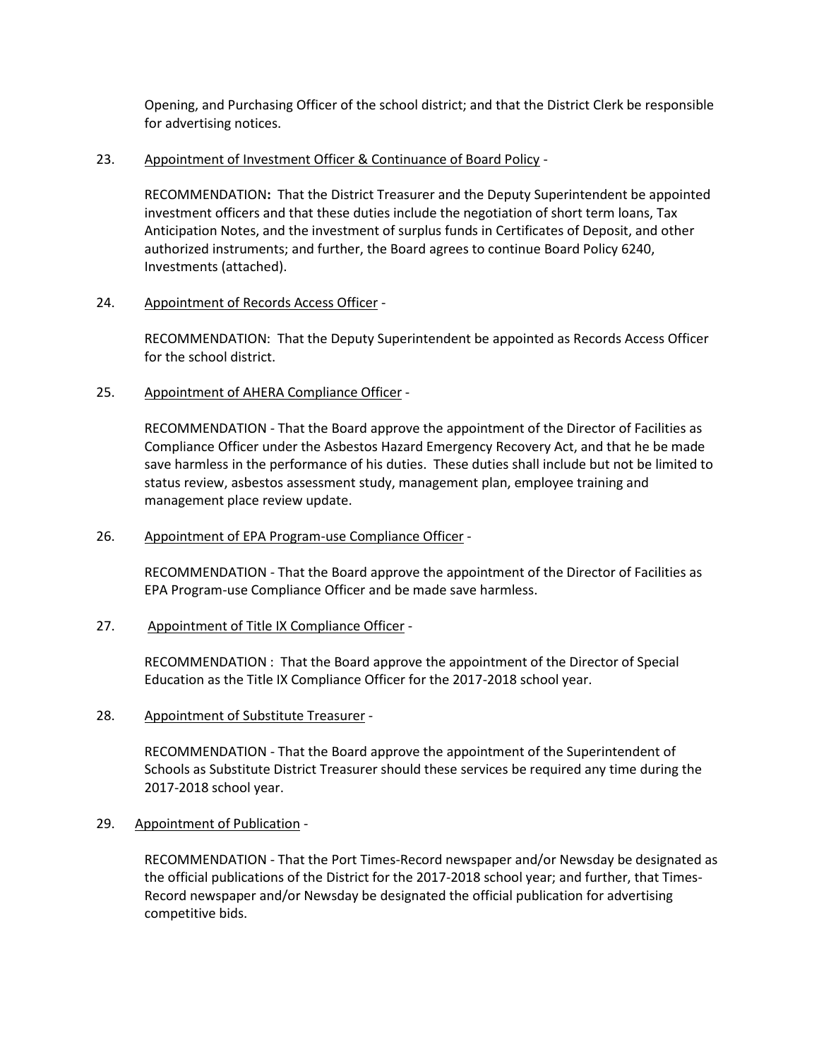Opening, and Purchasing Officer of the school district; and that the District Clerk be responsible for advertising notices.

23. <u>Appointment of Investment Officer & Continuance of Board Policy</u> -

    RECOMMENDATION**:** That the District Treasurer and the Deputy Superintendent be appointed investment officers and that these duties include the negotiation of short term loans, Tax Anticipation Notes, and the investment of surplus funds in Certificates of Deposit, and other authorized instruments; and further, the Board agrees to continue Board Policy 6240, Investments (attached).

24. <u>Appointment of Records Access Officer</u> -

    RECOMMENDATION: That the Deputy Superintendent be appointed as Records Access Officer for the school district.

25. <u>Appointment of AHERA Compliance Officer</u> -

    RECOMMENDATION - That the Board approve the appointment of the Director of Facilities as Compliance Officer under the Asbestos Hazard Emergency Recovery Act, and that he be made save harmless in the performance of his duties. These duties shall include but not be limited to status review, asbestos assessment study, management plan, employee training and management place review update.

26. <u>Appointment of EPA Program-use Compliance Officer</u> -

    RECOMMENDATION - That the Board approve the appointment of the Director of Facilities as EPA Program-use Compliance Officer and be made save harmless.

27. <u>Appointment of Title IX Compliance Officer</u> -

    RECOMMENDATION : That the Board approve the appointment of the Director of Special Education as the Title IX Compliance Officer for the 2017-2018 school year.

28. <u>Appointment of Substitute Treasurer</u> -

    RECOMMENDATION - That the Board approve the appointment of the Superintendent of Schools as Substitute District Treasurer should these services be required any time during the 2017-2018 school year.

29. <u>Appointment of Publication</u> -

    RECOMMENDATION - That the Port Times-Record newspaper and/or Newsday be designated as the official publications of the District for the 2017-2018 school year; and further, that Times-Record newspaper and/or Newsday be designated the official publication for advertising competitive bids.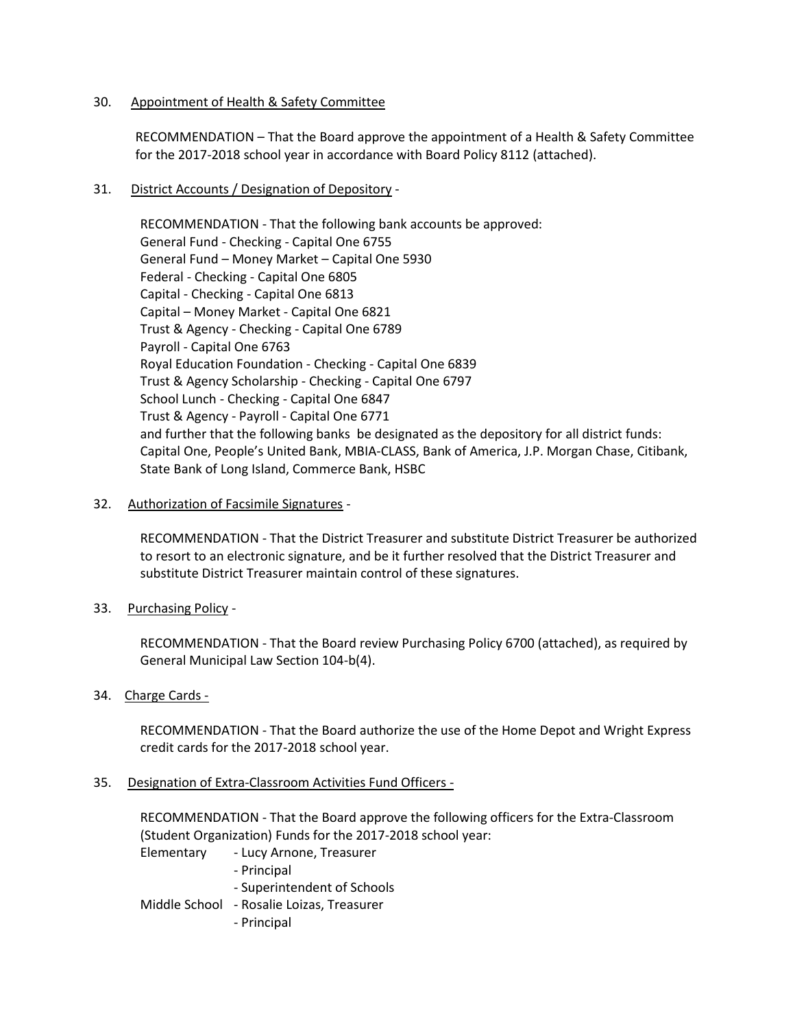30. <u>Appointment of Health & Safety Committee</u>

    RECOMMENDATION – That the Board approve the appointment of a Health & Safety Committee for the 2017-2018 school year in accordance with Board Policy 8112 (attached).

31. <u>District Accounts / Designation of Depository</u> -

    RECOMMENDATION - That the following bank accounts be approved:
    General Fund - Checking - Capital One 6755
    General Fund – Money Market – Capital One 5930
    Federal - Checking - Capital One 6805
    Capital - Checking - Capital One 6813
    Capital – Money Market - Capital One 6821
    Trust & Agency - Checking - Capital One 6789
    Payroll - Capital One 6763
    Royal Education Foundation - Checking - Capital One 6839
    Trust & Agency Scholarship - Checking - Capital One 6797
    School Lunch - Checking - Capital One 6847
    Trust & Agency - Payroll - Capital One 6771
    and further that the following banks be designated as the depository for all district funds: Capital One, People's United Bank, MBIA-CLASS, Bank of America, J.P. Morgan Chase, Citibank, State Bank of Long Island, Commerce Bank, HSBC

32. <u>Authorization of Facsimile Signatures</u> -

    RECOMMENDATION - That the District Treasurer and substitute District Treasurer be authorized to resort to an electronic signature, and be it further resolved that the District Treasurer and substitute District Treasurer maintain control of these signatures.

33. <u>Purchasing Policy</u> -

    RECOMMENDATION - That the Board review Purchasing Policy 6700 (attached), as required by General Municipal Law Section 104-b(4).

34. <u>Charge Cards -</u>

    RECOMMENDATION - That the Board authorize the use of the Home Depot and Wright Express credit cards for the 2017-2018 school year.

35. <u>Designation of Extra-Classroom Activities Fund Officers -</u>

    RECOMMENDATION - That the Board approve the following officers for the Extra-Classroom (Student Organization) Funds for the 2017-2018 school year:

    Elementary - Lucy Arnone, Treasurer
    - Principal
    - Superintendent of Schools

    Middle School - Rosalie Loizas, Treasurer
    - Principal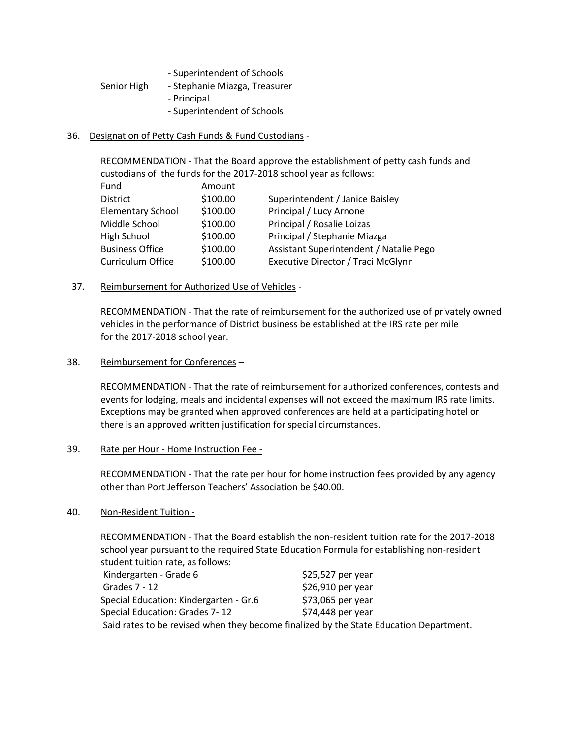- Superintendent of Schools

Senior High - Stephanie Miazga, Treasurer
- Principal
- Superintendent of Schools

36. Designation of Petty Cash Funds & Fund Custodians -

RECOMMENDATION - That the Board approve the establishment of petty cash funds and custodians of the funds for the 2017-2018 school year as follows:

| Fund | Amount | |
|---|---|---|
| District | $100.00 | Superintendent / Janice Baisley |
| Elementary School | $100.00 | Principal / Lucy Arnone |
| Middle School | $100.00 | Principal / Rosalie Loizas |
| High School | $100.00 | Principal / Stephanie Miazga |
| Business Office | $100.00 | Assistant Superintendent / Natalie Pego |
| Curriculum Office | $100.00 | Executive Director / Traci McGlynn |

37. Reimbursement for Authorized Use of Vehicles -

RECOMMENDATION - That the rate of reimbursement for the authorized use of privately owned vehicles in the performance of District business be established at the IRS rate per mile for the 2017-2018 school year.

38. Reimbursement for Conferences –

RECOMMENDATION - That the rate of reimbursement for authorized conferences, contests and events for lodging, meals and incidental expenses will not exceed the maximum IRS rate limits. Exceptions may be granted when approved conferences are held at a participating hotel or there is an approved written justification for special circumstances.

39. Rate per Hour - Home Instruction Fee -

RECOMMENDATION - That the rate per hour for home instruction fees provided by any agency other than Port Jefferson Teachers' Association be $40.00.

40. Non-Resident Tuition -

RECOMMENDATION - That the Board establish the non-resident tuition rate for the 2017-2018 school year pursuant to the required State Education Formula for establishing non-resident student tuition rate, as follows:

| | |
|---|---|
| Kindergarten - Grade 6 | $25,527 per year |
| Grades 7 - 12 | $26,910 per year |
| Special Education: Kindergarten - Gr.6 | $73,065 per year |
| Special Education: Grades 7- 12 | $74,448 per year |

Said rates to be revised when they become finalized by the State Education Department.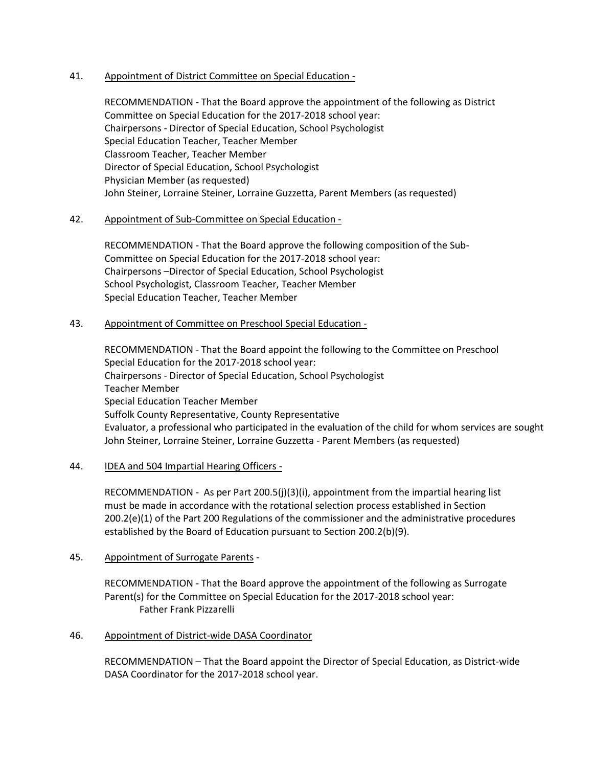41. Appointment of District Committee on Special Education -

RECOMMENDATION - That the Board approve the appointment of the following as District Committee on Special Education for the 2017-2018 school year:
Chairpersons - Director of Special Education, School Psychologist
Special Education Teacher, Teacher Member
Classroom Teacher, Teacher Member
Director of Special Education, School Psychologist
Physician Member (as requested)
John Steiner, Lorraine Steiner, Lorraine Guzzetta, Parent Members (as requested)

42. Appointment of Sub-Committee on Special Education -

RECOMMENDATION - That the Board approve the following composition of the Sub-Committee on Special Education for the 2017-2018 school year:
Chairpersons –Director of Special Education, School Psychologist
School Psychologist, Classroom Teacher, Teacher Member
Special Education Teacher, Teacher Member

43. Appointment of Committee on Preschool Special Education -

RECOMMENDATION - That the Board appoint the following to the Committee on Preschool Special Education for the 2017-2018 school year:
Chairpersons - Director of Special Education, School Psychologist
Teacher Member
Special Education Teacher Member
Suffolk County Representative, County Representative
Evaluator, a professional who participated in the evaluation of the child for whom services are sought
John Steiner, Lorraine Steiner, Lorraine Guzzetta - Parent Members (as requested)

44. IDEA and 504 Impartial Hearing Officers -

RECOMMENDATION - As per Part 200.5(j)(3)(i), appointment from the impartial hearing list must be made in accordance with the rotational selection process established in Section 200.2(e)(1) of the Part 200 Regulations of the commissioner and the administrative procedures established by the Board of Education pursuant to Section 200.2(b)(9).

45. Appointment of Surrogate Parents -

RECOMMENDATION - That the Board approve the appointment of the following as Surrogate Parent(s) for the Committee on Special Education for the 2017-2018 school year:
Father Frank Pizzarelli

46. Appointment of District-wide DASA Coordinator

RECOMMENDATION – That the Board appoint the Director of Special Education, as District-wide DASA Coordinator for the 2017-2018 school year.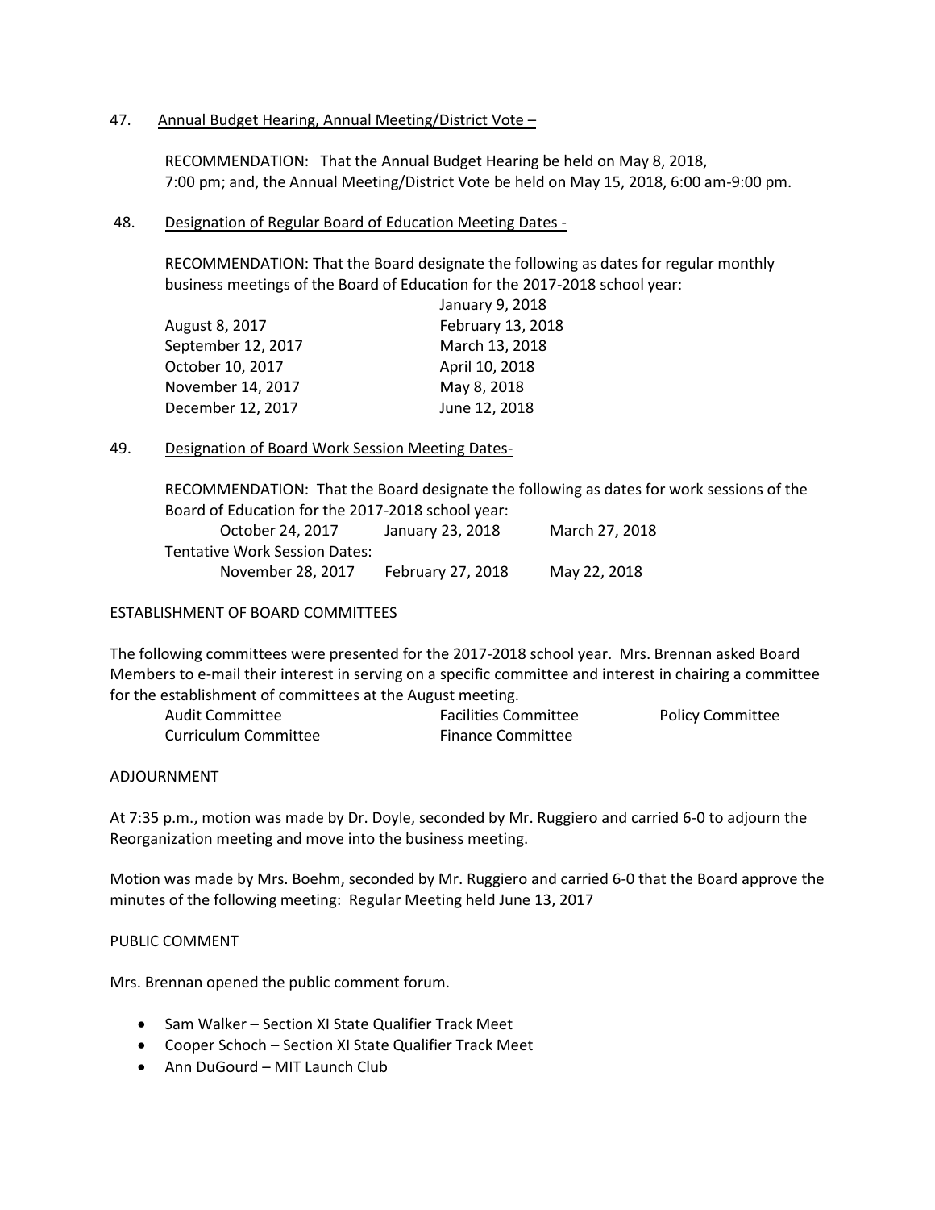47. Annual Budget Hearing, Annual Meeting/District Vote –

RECOMMENDATION: That the Annual Budget Hearing be held on May 8, 2018, 7:00 pm; and, the Annual Meeting/District Vote be held on May 15, 2018, 6:00 am-9:00 pm.

48. Designation of Regular Board of Education Meeting Dates -

RECOMMENDATION: That the Board designate the following as dates for regular monthly business meetings of the Board of Education for the 2017-2018 school year:

| | |
|---|---|
| | January 9, 2018 |
| August 8, 2017 | February 13, 2018 |
| September 12, 2017 | March 13, 2018 |
| October 10, 2017 | April 10, 2018 |
| November 14, 2017 | May 8, 2018 |
| December 12, 2017 | June 12, 2018 |

49. Designation of Board Work Session Meeting Dates-

RECOMMENDATION: That the Board designate the following as dates for work sessions of the Board of Education for the 2017-2018 school year:

| | | |
|---|---|---|
| October 24, 2017 | January 23, 2018 | March 27, 2018 |
| Tentative Work Session Dates: | | |
| November 28, 2017 | February 27, 2018 | May 22, 2018 |

ESTABLISHMENT OF BOARD COMMITTEES

The following committees were presented for the 2017-2018 school year. Mrs. Brennan asked Board Members to e-mail their interest in serving on a specific committee and interest in chairing a committee for the establishment of committees at the August meeting.

| | | |
|---|---|---|
| Audit Committee | Facilities Committee | Policy Committee |
| Curriculum Committee | Finance Committee | |

ADJOURNMENT

At 7:35 p.m., motion was made by Dr. Doyle, seconded by Mr. Ruggiero and carried 6-0 to adjourn the Reorganization meeting and move into the business meeting.

Motion was made by Mrs. Boehm, seconded by Mr. Ruggiero and carried 6-0 that the Board approve the minutes of the following meeting: Regular Meeting held June 13, 2017

PUBLIC COMMENT

Mrs. Brennan opened the public comment forum.

- Sam Walker – Section XI State Qualifier Track Meet
- Cooper Schoch – Section XI State Qualifier Track Meet
- Ann DuGourd – MIT Launch Club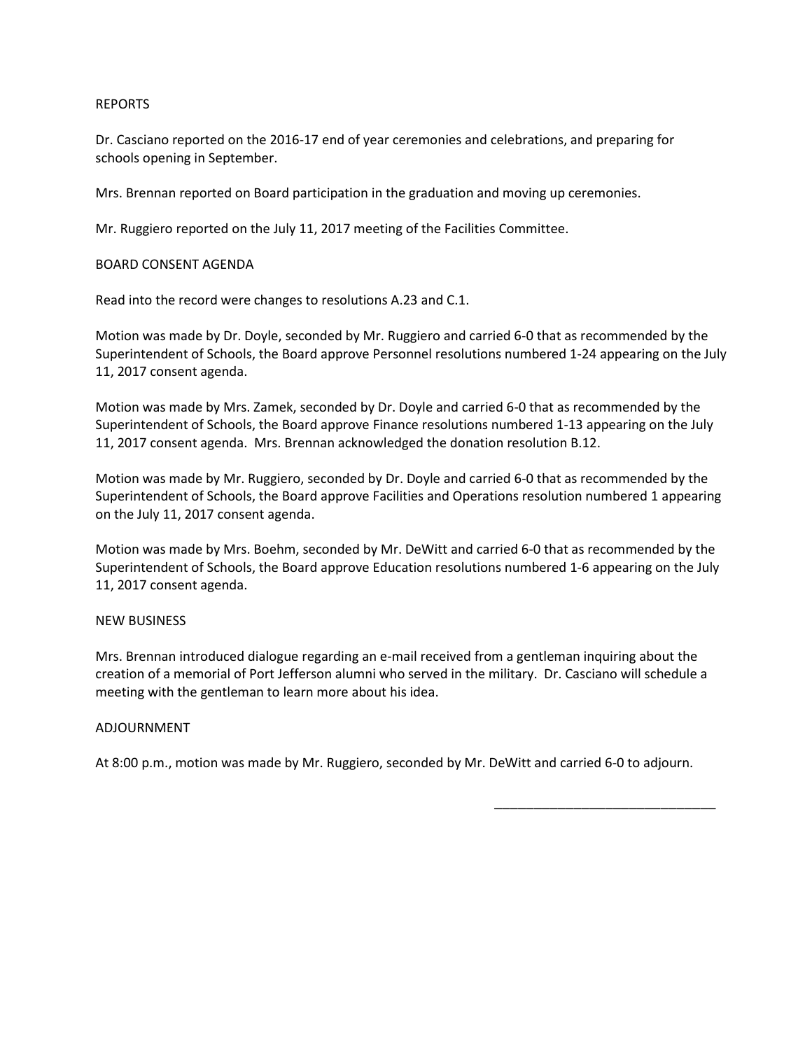REPORTS

Dr. Casciano reported on the 2016-17 end of year ceremonies and celebrations, and preparing for schools opening in September.

Mrs. Brennan reported on Board participation in the graduation and moving up ceremonies.

Mr. Ruggiero reported on the July 11, 2017 meeting of the Facilities Committee.

BOARD CONSENT AGENDA

Read into the record were changes to resolutions A.23 and C.1.

Motion was made by Dr. Doyle, seconded by Mr. Ruggiero and carried 6-0 that as recommended by the Superintendent of Schools, the Board approve Personnel resolutions numbered 1-24 appearing on the July 11, 2017 consent agenda.

Motion was made by Mrs. Zamek, seconded by Dr. Doyle and carried 6-0 that as recommended by the Superintendent of Schools, the Board approve Finance resolutions numbered 1-13 appearing on the July 11, 2017 consent agenda. Mrs. Brennan acknowledged the donation resolution B.12.

Motion was made by Mr. Ruggiero, seconded by Dr. Doyle and carried 6-0 that as recommended by the Superintendent of Schools, the Board approve Facilities and Operations resolution numbered 1 appearing on the July 11, 2017 consent agenda.

Motion was made by Mrs. Boehm, seconded by Mr. DeWitt and carried 6-0 that as recommended by the Superintendent of Schools, the Board approve Education resolutions numbered 1-6 appearing on the July 11, 2017 consent agenda.

NEW BUSINESS

Mrs. Brennan introduced dialogue regarding an e-mail received from a gentleman inquiring about the creation of a memorial of Port Jefferson alumni who served in the military. Dr. Casciano will schedule a meeting with the gentleman to learn more about his idea.

ADJOURNMENT

At 8:00 p.m., motion was made by Mr. Ruggiero, seconded by Mr. DeWitt and carried 6-0 to adjourn.

\_\_\_\_\_\_\_\_\_\_\_\_\_\_\_\_\_\_\_\_\_\_\_\_\_\_\_\_\_\_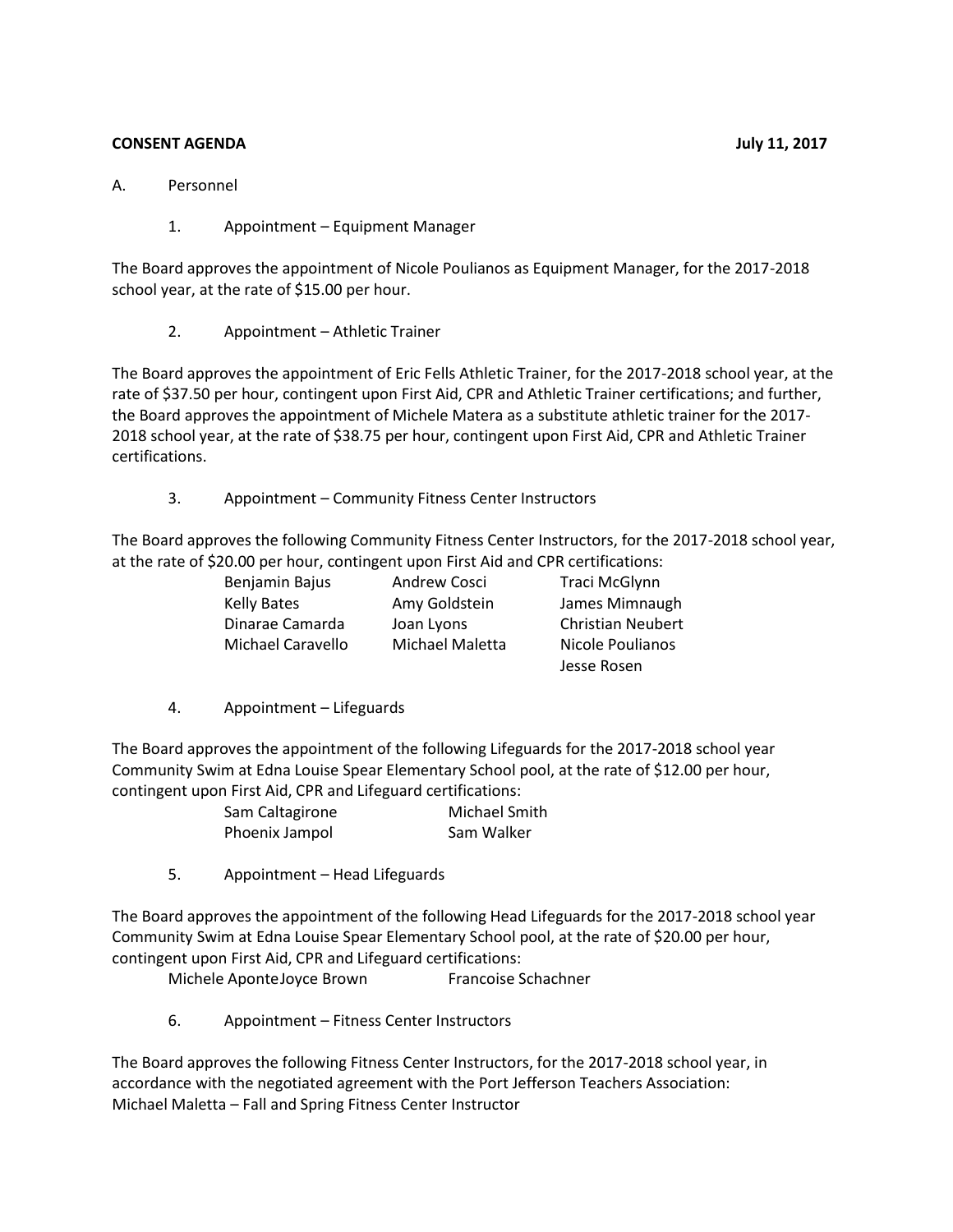**CONSENT AGENDA** **July 11, 2017**

A. Personnel

1. Appointment – Equipment Manager

The Board approves the appointment of Nicole Poulianos as Equipment Manager, for the 2017-2018 school year, at the rate of $15.00 per hour.

2. Appointment – Athletic Trainer

The Board approves the appointment of Eric Fells Athletic Trainer, for the 2017-2018 school year, at the rate of $37.50 per hour, contingent upon First Aid, CPR and Athletic Trainer certifications; and further, the Board approves the appointment of Michele Matera as a substitute athletic trainer for the 2017-2018 school year, at the rate of $38.75 per hour, contingent upon First Aid, CPR and Athletic Trainer certifications.

3. Appointment – Community Fitness Center Instructors

The Board approves the following Community Fitness Center Instructors, for the 2017-2018 school year, at the rate of $20.00 per hour, contingent upon First Aid and CPR certifications:

| | | |
|---|---|---|
| Benjamin Bajus | Andrew Cosci | Traci McGlynn |
| Kelly Bates | Amy Goldstein | James Mimnaugh |
| Dinarae Camarda | Joan Lyons | Christian Neubert |
| Michael Caravello | Michael Maletta | Nicole Poulianos |
| | | Jesse Rosen |

4. Appointment – Lifeguards

The Board approves the appointment of the following Lifeguards for the 2017-2018 school year Community Swim at Edna Louise Spear Elementary School pool, at the rate of $12.00 per hour, contingent upon First Aid, CPR and Lifeguard certifications:

| | |
|---|---|
| Sam Caltagirone | Michael Smith |
| Phoenix Jampol | Sam Walker |

5. Appointment – Head Lifeguards

The Board approves the appointment of the following Head Lifeguards for the 2017-2018 school year Community Swim at Edna Louise Spear Elementary School pool, at the rate of $20.00 per hour, contingent upon First Aid, CPR and Lifeguard certifications:

Michele Aponte Joyce Brown Francoise Schachner

6. Appointment – Fitness Center Instructors

The Board approves the following Fitness Center Instructors, for the 2017-2018 school year, in accordance with the negotiated agreement with the Port Jefferson Teachers Association:
Michael Maletta – Fall and Spring Fitness Center Instructor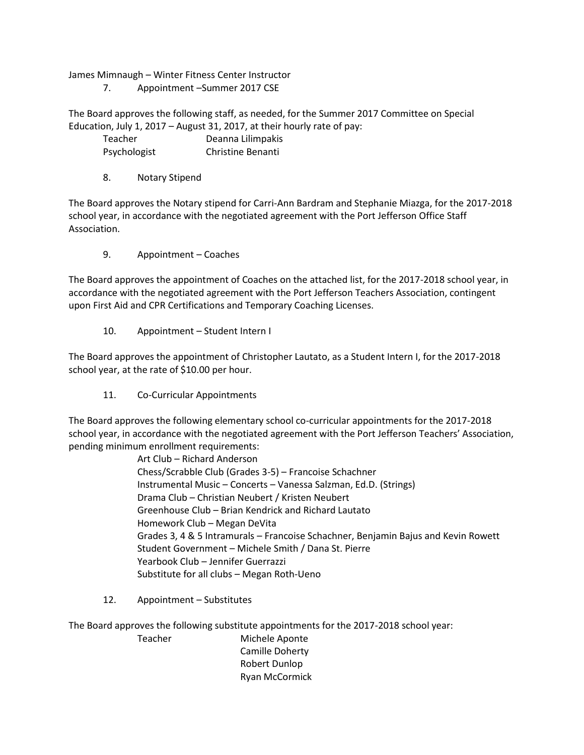James Mimnaugh – Winter Fitness Center Instructor

7. Appointment –Summer 2017 CSE

The Board approves the following staff, as needed, for the Summer 2017 Committee on Special Education, July 1, 2017 – August 31, 2017, at their hourly rate of pay:

| | |
|---|---|
| Teacher | Deanna Lilimpakis |
| Psychologist | Christine Benanti |

8. Notary Stipend

The Board approves the Notary stipend for Carri-Ann Bardram and Stephanie Miazga, for the 2017-2018 school year, in accordance with the negotiated agreement with the Port Jefferson Office Staff Association.

9. Appointment – Coaches

The Board approves the appointment of Coaches on the attached list, for the 2017-2018 school year, in accordance with the negotiated agreement with the Port Jefferson Teachers Association, contingent upon First Aid and CPR Certifications and Temporary Coaching Licenses.

10. Appointment – Student Intern I

The Board approves the appointment of Christopher Lautato, as a Student Intern I, for the 2017-2018 school year, at the rate of $10.00 per hour.

11. Co-Curricular Appointments

The Board approves the following elementary school co-curricular appointments for the 2017-2018 school year, in accordance with the negotiated agreement with the Port Jefferson Teachers' Association, pending minimum enrollment requirements:

Art Club – Richard Anderson
Chess/Scrabble Club (Grades 3-5) – Francoise Schachner
Instrumental Music – Concerts – Vanessa Salzman, Ed.D. (Strings)
Drama Club – Christian Neubert / Kristen Neubert
Greenhouse Club – Brian Kendrick and Richard Lautato
Homework Club – Megan DeVita
Grades 3, 4 & 5 Intramurals – Francoise Schachner, Benjamin Bajus and Kevin Rowett
Student Government – Michele Smith / Dana St. Pierre
Yearbook Club – Jennifer Guerrazzi
Substitute for all clubs – Megan Roth-Ueno

12. Appointment – Substitutes

The Board approves the following substitute appointments for the 2017-2018 school year:

| | |
|---|---|
| Teacher | Michele Aponte |
| | Camille Doherty |
| | Robert Dunlop |
| | Ryan McCormick |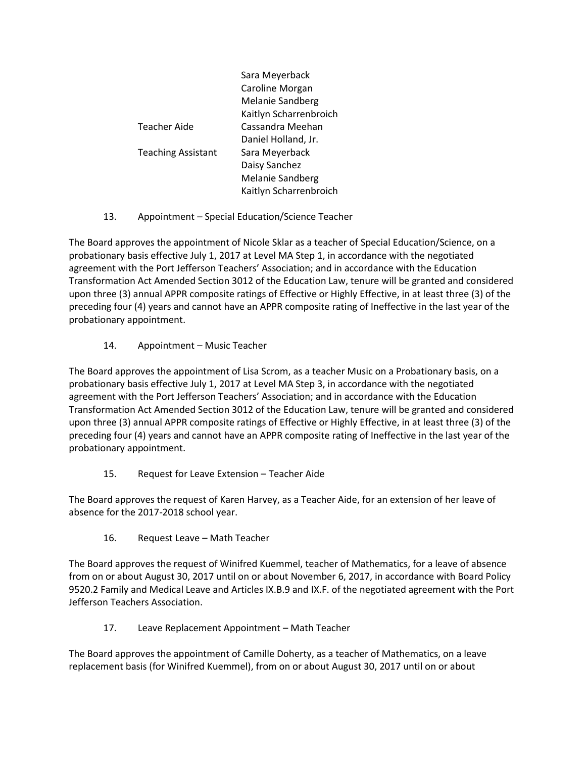| | |
|---|---|
| | Sara Meyerback |
| | Caroline Morgan |
| | Melanie Sandberg |
| | Kaitlyn Scharrenbroich |
| Teacher Aide | Cassandra Meehan |
| | Daniel Holland, Jr. |
| Teaching Assistant | Sara Meyerback |
| | Daisy Sanchez |
| | Melanie Sandberg |
| | Kaitlyn Scharrenbroich |

13. Appointment – Special Education/Science Teacher

The Board approves the appointment of Nicole Sklar as a teacher of Special Education/Science, on a probationary basis effective July 1, 2017 at Level MA Step 1, in accordance with the negotiated agreement with the Port Jefferson Teachers' Association; and in accordance with the Education Transformation Act Amended Section 3012 of the Education Law, tenure will be granted and considered upon three (3) annual APPR composite ratings of Effective or Highly Effective, in at least three (3) of the preceding four (4) years and cannot have an APPR composite rating of Ineffective in the last year of the probationary appointment.

14. Appointment – Music Teacher

The Board approves the appointment of Lisa Scrom, as a teacher Music on a Probationary basis, on a probationary basis effective July 1, 2017 at Level MA Step 3, in accordance with the negotiated agreement with the Port Jefferson Teachers' Association; and in accordance with the Education Transformation Act Amended Section 3012 of the Education Law, tenure will be granted and considered upon three (3) annual APPR composite ratings of Effective or Highly Effective, in at least three (3) of the preceding four (4) years and cannot have an APPR composite rating of Ineffective in the last year of the probationary appointment.

15. Request for Leave Extension – Teacher Aide

The Board approves the request of Karen Harvey, as a Teacher Aide, for an extension of her leave of absence for the 2017-2018 school year.

16. Request Leave – Math Teacher

The Board approves the request of Winifred Kuemmel, teacher of Mathematics, for a leave of absence from on or about August 30, 2017 until on or about November 6, 2017, in accordance with Board Policy 9520.2 Family and Medical Leave and Articles IX.B.9 and IX.F. of the negotiated agreement with the Port Jefferson Teachers Association.

17. Leave Replacement Appointment – Math Teacher

The Board approves the appointment of Camille Doherty, as a teacher of Mathematics, on a leave replacement basis (for Winifred Kuemmel), from on or about August 30, 2017 until on or about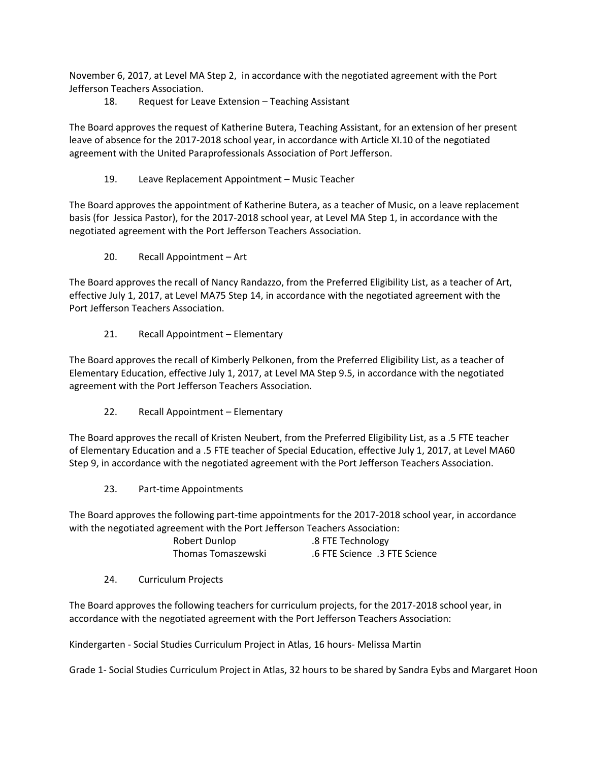November 6, 2017, at Level MA Step 2, in accordance with the negotiated agreement with the Port Jefferson Teachers Association.

18. Request for Leave Extension – Teaching Assistant

The Board approves the request of Katherine Butera, Teaching Assistant, for an extension of her present leave of absence for the 2017-2018 school year, in accordance with Article XI.10 of the negotiated agreement with the United Paraprofessionals Association of Port Jefferson.

19. Leave Replacement Appointment – Music Teacher

The Board approves the appointment of Katherine Butera, as a teacher of Music, on a leave replacement basis (for Jessica Pastor), for the 2017-2018 school year, at Level MA Step 1, in accordance with the negotiated agreement with the Port Jefferson Teachers Association.

20. Recall Appointment – Art

The Board approves the recall of Nancy Randazzo, from the Preferred Eligibility List, as a teacher of Art, effective July 1, 2017, at Level MA75 Step 14, in accordance with the negotiated agreement with the Port Jefferson Teachers Association.

21. Recall Appointment – Elementary

The Board approves the recall of Kimberly Pelkonen, from the Preferred Eligibility List, as a teacher of Elementary Education, effective July 1, 2017, at Level MA Step 9.5, in accordance with the negotiated agreement with the Port Jefferson Teachers Association.

22. Recall Appointment – Elementary

The Board approves the recall of Kristen Neubert, from the Preferred Eligibility List, as a .5 FTE teacher of Elementary Education and a .5 FTE teacher of Special Education, effective July 1, 2017, at Level MA60 Step 9, in accordance with the negotiated agreement with the Port Jefferson Teachers Association.

23. Part-time Appointments

The Board approves the following part-time appointments for the 2017-2018 school year, in accordance with the negotiated agreement with the Port Jefferson Teachers Association:

| | |
|---|---|
| Robert Dunlop | .8 FTE Technology |
| Thomas Tomaszewski | ~~.6 FTE Science~~ .3 FTE Science |

24. Curriculum Projects

The Board approves the following teachers for curriculum projects, for the 2017-2018 school year, in accordance with the negotiated agreement with the Port Jefferson Teachers Association:

Kindergarten - Social Studies Curriculum Project in Atlas, 16 hours- Melissa Martin

Grade 1- Social Studies Curriculum Project in Atlas, 32 hours to be shared by Sandra Eybs and Margaret Hoon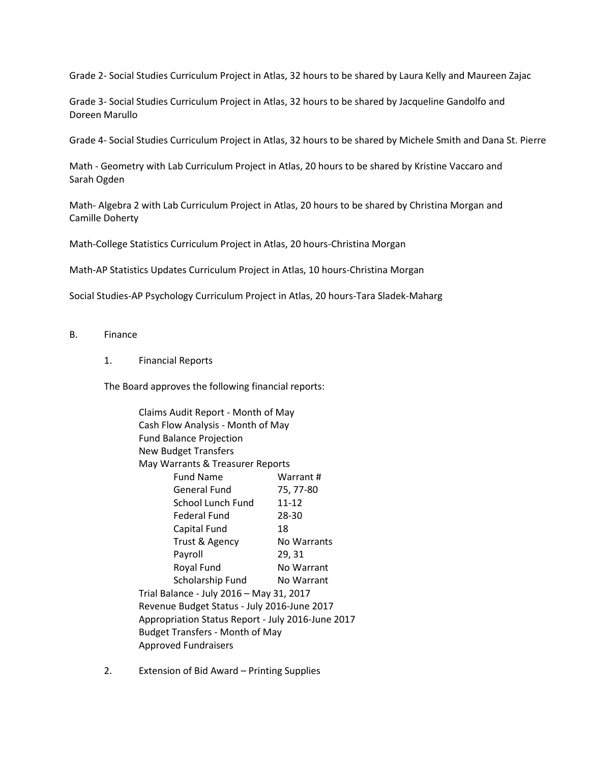Grade 2- Social Studies Curriculum Project in Atlas, 32 hours to be shared by Laura Kelly and Maureen Zajac

Grade 3- Social Studies Curriculum Project in Atlas, 32 hours to be shared by Jacqueline Gandolfo and Doreen Marullo

Grade 4- Social Studies Curriculum Project in Atlas, 32 hours to be shared by Michele Smith and Dana St. Pierre

Math - Geometry with Lab Curriculum Project in Atlas, 20 hours to be shared by Kristine Vaccaro and Sarah Ogden

Math- Algebra 2 with Lab Curriculum Project in Atlas, 20 hours to be shared by Christina Morgan and Camille Doherty

Math-College Statistics Curriculum Project in Atlas, 20 hours-Christina Morgan

Math-AP Statistics Updates Curriculum Project in Atlas, 10 hours-Christina Morgan

Social Studies-AP Psychology Curriculum Project in Atlas, 20 hours-Tara Sladek-Maharg

B. Finance

1. Financial Reports

The Board approves the following financial reports:

Claims Audit Report - Month of May
Cash Flow Analysis - Month of May
Fund Balance Projection
New Budget Transfers
May Warrants & Treasurer Reports

| Fund Name | Warrant # |
|---|---|
| General Fund | 75, 77-80 |
| School Lunch Fund | 11-12 |
| Federal Fund | 28-30 |
| Capital Fund | 18 |
| Trust & Agency | No Warrants |
| Payroll | 29, 31 |
| Royal Fund | No Warrant |
| Scholarship Fund | No Warrant |

Trial Balance - July 2016 – May 31, 2017
Revenue Budget Status - July 2016-June 2017
Appropriation Status Report - July 2016-June 2017
Budget Transfers - Month of May
Approved Fundraisers

2. Extension of Bid Award – Printing Supplies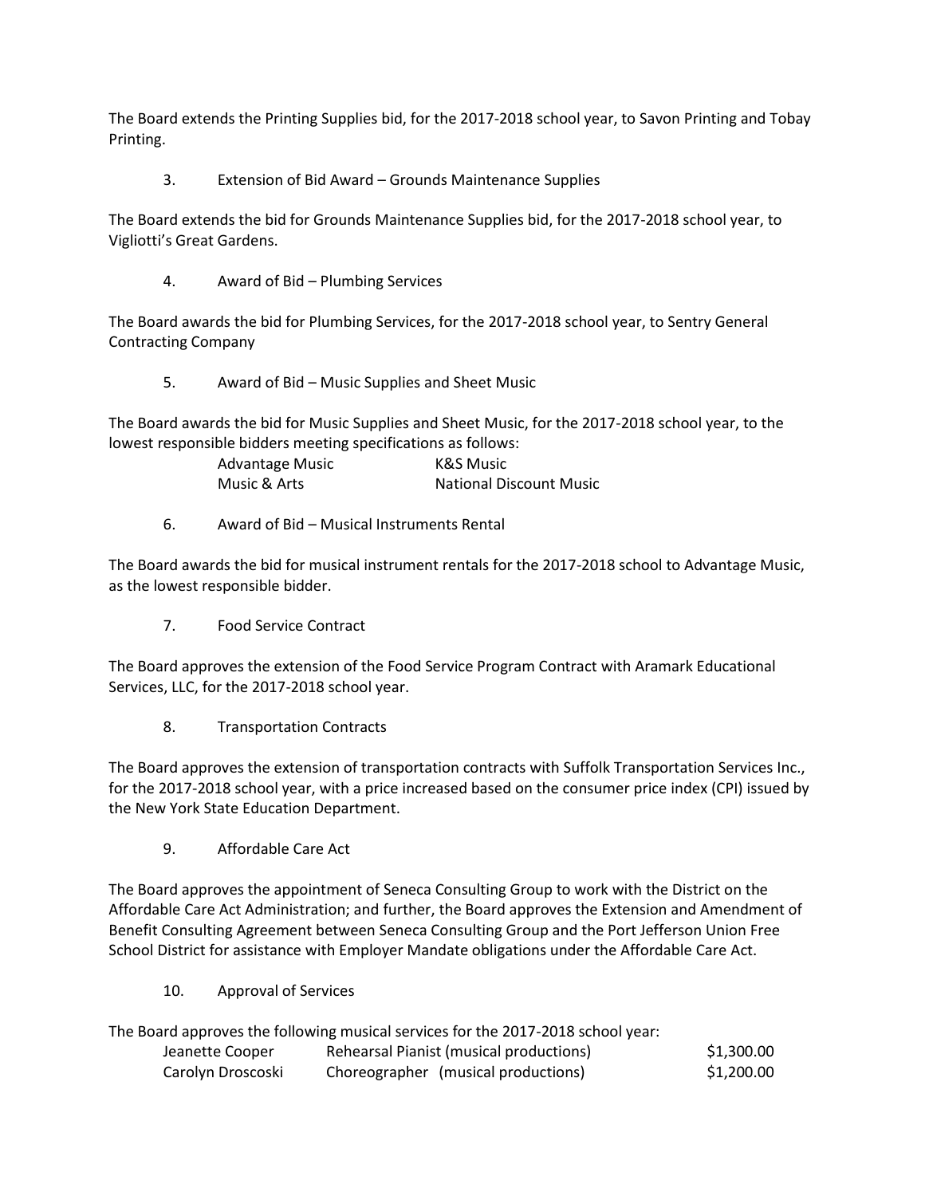The Board extends the Printing Supplies bid, for the 2017-2018 school year, to Savon Printing and Tobay Printing.

3. Extension of Bid Award – Grounds Maintenance Supplies

The Board extends the bid for Grounds Maintenance Supplies bid, for the 2017-2018 school year, to Vigliotti's Great Gardens.

4. Award of Bid – Plumbing Services

The Board awards the bid for Plumbing Services, for the 2017-2018 school year, to Sentry General Contracting Company

5. Award of Bid – Music Supplies and Sheet Music

The Board awards the bid for Music Supplies and Sheet Music, for the 2017-2018 school year, to the lowest responsible bidders meeting specifications as follows:

| | |
|---|---|
| Advantage Music | K&S Music |
| Music & Arts | National Discount Music |

6. Award of Bid – Musical Instruments Rental

The Board awards the bid for musical instrument rentals for the 2017-2018 school to Advantage Music, as the lowest responsible bidder.

7. Food Service Contract

The Board approves the extension of the Food Service Program Contract with Aramark Educational Services, LLC, for the 2017-2018 school year.

8. Transportation Contracts

The Board approves the extension of transportation contracts with Suffolk Transportation Services Inc., for the 2017-2018 school year, with a price increased based on the consumer price index (CPI) issued by the New York State Education Department.

9. Affordable Care Act

The Board approves the appointment of Seneca Consulting Group to work with the District on the Affordable Care Act Administration; and further, the Board approves the Extension and Amendment of Benefit Consulting Agreement between Seneca Consulting Group and the Port Jefferson Union Free School District for assistance with Employer Mandate obligations under the Affordable Care Act.

10. Approval of Services

The Board approves the following musical services for the 2017-2018 school year:

| | | |
|---|---|---|
| Jeanette Cooper | Rehearsal Pianist (musical productions) | $1,300.00 |
| Carolyn Droscoski | Choreographer (musical productions) | $1,200.00 |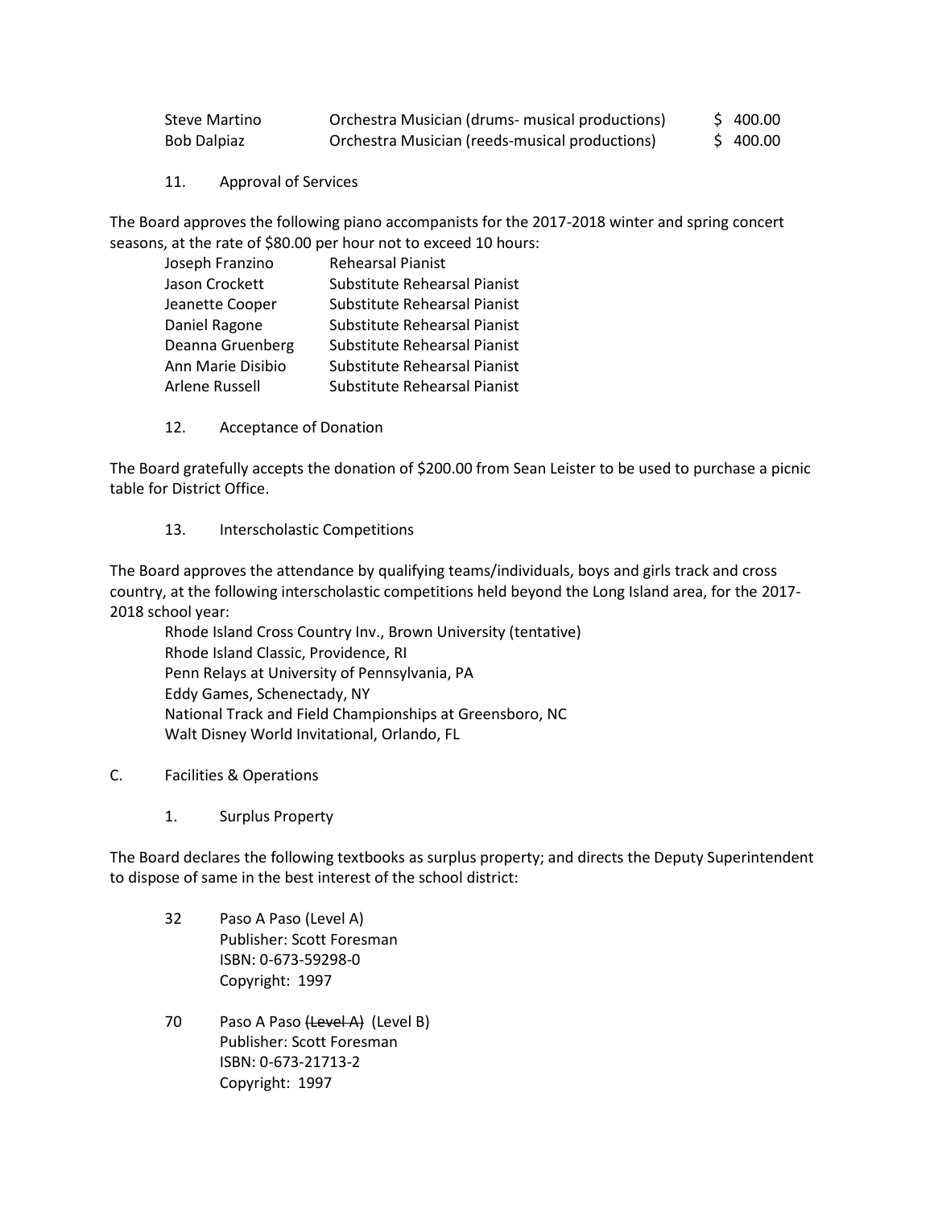| | | |
|---|---|---|
| Steve Martino | Orchestra Musician (drums- musical productions) | $ 400.00 |
| Bob Dalpiaz | Orchestra Musician (reeds-musical productions) | $ 400.00 |

11. Approval of Services

The Board approves the following piano accompanists for the 2017-2018 winter and spring concert seasons, at the rate of $80.00 per hour not to exceed 10 hours:

| | |
|---|---|
| Joseph Franzino | Rehearsal Pianist |
| Jason Crockett | Substitute Rehearsal Pianist |
| Jeanette Cooper | Substitute Rehearsal Pianist |
| Daniel Ragone | Substitute Rehearsal Pianist |
| Deanna Gruenberg | Substitute Rehearsal Pianist |
| Ann Marie Disibio | Substitute Rehearsal Pianist |
| Arlene Russell | Substitute Rehearsal Pianist |

12. Acceptance of Donation

The Board gratefully accepts the donation of $200.00 from Sean Leister to be used to purchase a picnic table for District Office.

13. Interscholastic Competitions

The Board approves the attendance by qualifying teams/individuals, boys and girls track and cross country, at the following interscholastic competitions held beyond the Long Island area, for the 2017-2018 school year:

Rhode Island Cross Country Inv., Brown University (tentative)
Rhode Island Classic, Providence, RI
Penn Relays at University of Pennsylvania, PA
Eddy Games, Schenectady, NY
National Track and Field Championships at Greensboro, NC
Walt Disney World Invitational, Orlando, FL

C. Facilities & Operations

1. Surplus Property

The Board declares the following textbooks as surplus property; and directs the Deputy Superintendent to dispose of same in the best interest of the school district:

32 Paso A Paso (Level A)
Publisher: Scott Foresman
ISBN: 0-673-59298-0
Copyright: 1997

70 Paso A Paso ~~(Level A)~~ (Level B)
Publisher: Scott Foresman
ISBN: 0-673-21713-2
Copyright: 1997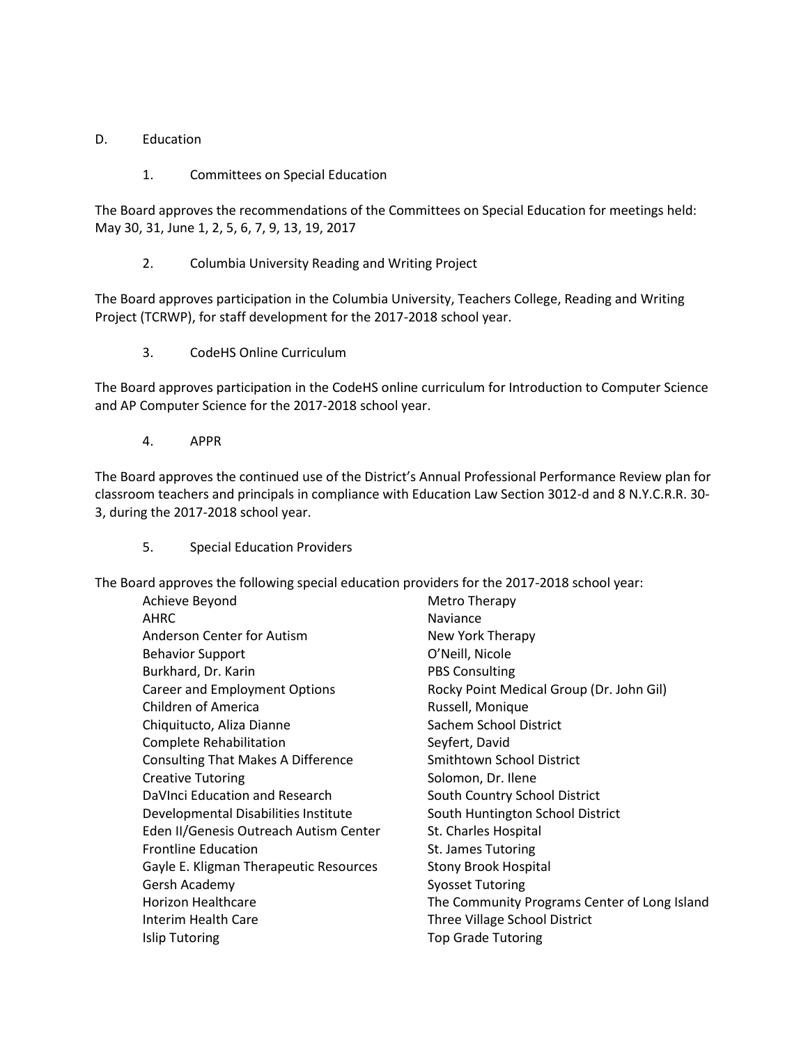D. Education

1. Committees on Special Education

The Board approves the recommendations of the Committees on Special Education for meetings held: May 30, 31, June 1, 2, 5, 6, 7, 9, 13, 19, 2017

2. Columbia University Reading and Writing Project

The Board approves participation in the Columbia University, Teachers College, Reading and Writing Project (TCRWP), for staff development for the 2017-2018 school year.

3. CodeHS Online Curriculum

The Board approves participation in the CodeHS online curriculum for Introduction to Computer Science and AP Computer Science for the 2017-2018 school year.

4. APPR

The Board approves the continued use of the District's Annual Professional Performance Review plan for classroom teachers and principals in compliance with Education Law Section 3012-d and 8 N.Y.C.R.R. 30-3, during the 2017-2018 school year.

5. Special Education Providers

The Board approves the following special education providers for the 2017-2018 school year:

- Achieve Beyond
- AHRC
- Anderson Center for Autism
- Behavior Support
- Burkhard, Dr. Karin
- Career and Employment Options
- Children of America
- Chiquitucto, Aliza Dianne
- Complete Rehabilitation
- Consulting That Makes A Difference
- Creative Tutoring
- DaVInci Education and Research
- Developmental Disabilities Institute
- Eden II/Genesis Outreach Autism Center
- Frontline Education
- Gayle E. Kligman Therapeutic Resources
- Gersh Academy
- Horizon Healthcare
- Interim Health Care
- Islip Tutoring
- Metro Therapy
- Naviance
- New York Therapy
- O'Neill, Nicole
- PBS Consulting
- Rocky Point Medical Group (Dr. John Gil)
- Russell, Monique
- Sachem School District
- Seyfert, David
- Smithtown School District
- Solomon, Dr. Ilene
- South Country School District
- South Huntington School District
- St. Charles Hospital
- St. James Tutoring
- Stony Brook Hospital
- Syosset Tutoring
- The Community Programs Center of Long Island
- Three Village School District
- Top Grade Tutoring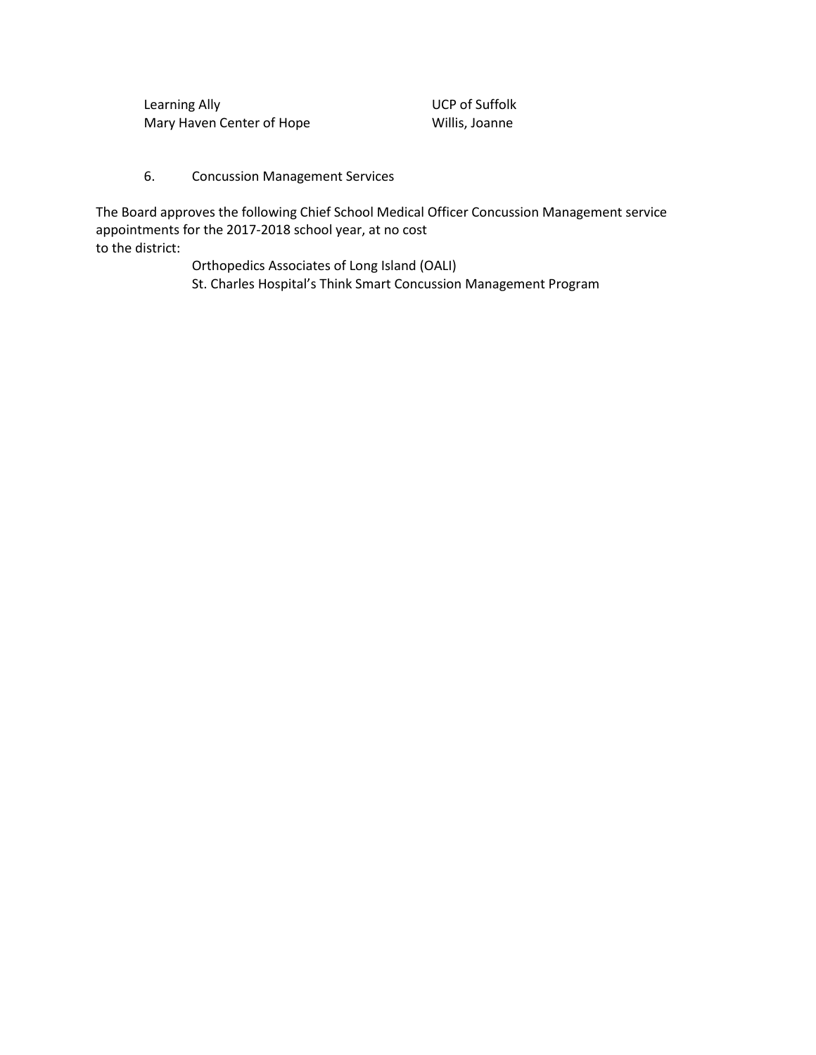| | |
|---|---|
| Learning Ally | UCP of Suffolk |
| Mary Haven Center of Hope | Willis, Joanne |

6. Concussion Management Services

The Board approves the following Chief School Medical Officer Concussion Management service appointments for the 2017-2018 school year, at no cost to the district:

Orthopedics Associates of Long Island (OALI)
St. Charles Hospital's Think Smart Concussion Management Program